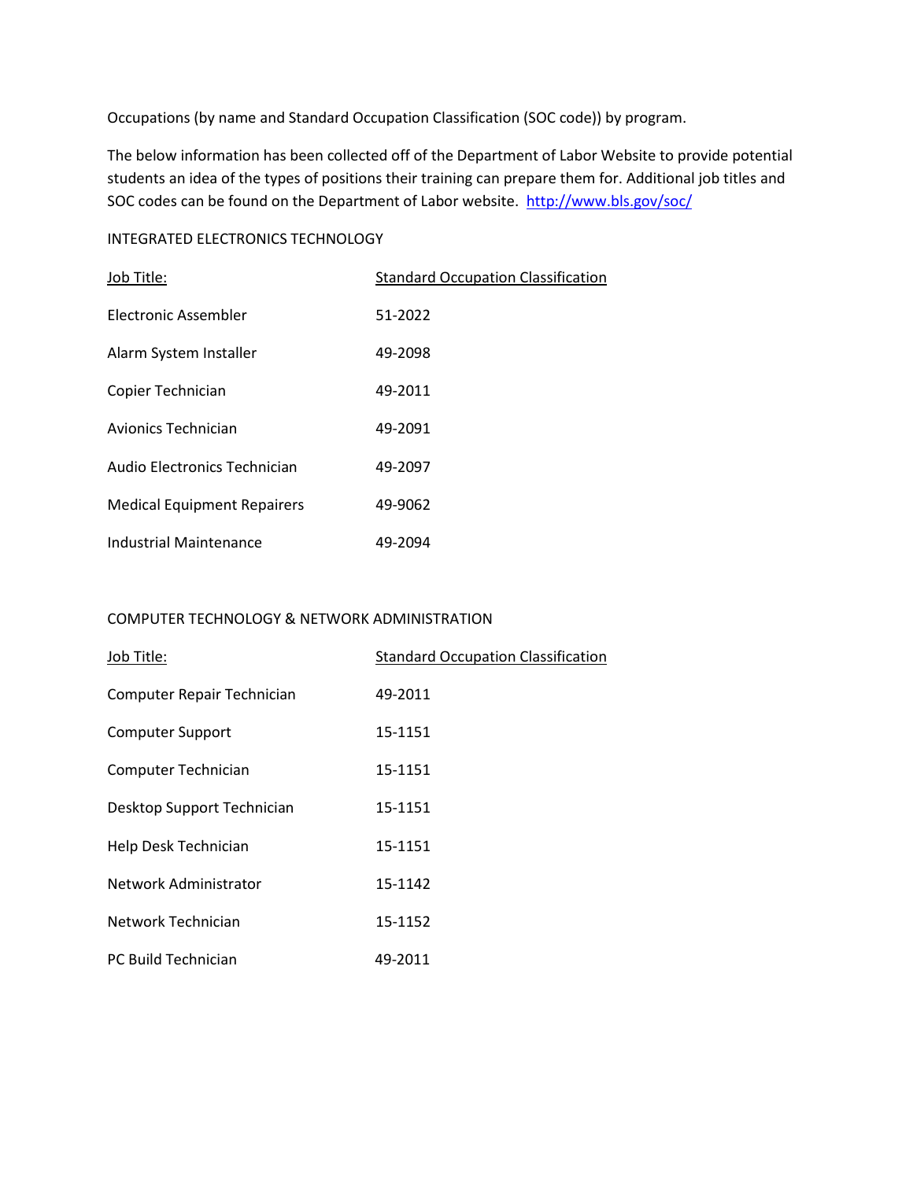Occupations (by name and Standard Occupation Classification (SOC code)) by program.

The below information has been collected off of the Department of Labor Website to provide potential students an idea of the types of positions their training can prepare them for. Additional job titles and SOC codes can be found on the Department of Labor website. http://www.bls.gov/soc/

## INTEGRATED ELECTRONICS TECHNOLOGY

| Job Title: | Standard Occupation Classification |
|---|---|
| Electronic Assembler | 51-2022 |
| Alarm System Installer | 49-2098 |
| Copier Technician | 49-2011 |
| Avionics Technician | 49-2091 |
| Audio Electronics Technician | 49-2097 |
| Medical Equipment Repairers | 49-9062 |
| Industrial Maintenance | 49-2094 |

## COMPUTER TECHNOLOGY & NETWORK ADMINISTRATION

| Job Title: | Standard Occupation Classification |
|---|---|
| Computer Repair Technician | 49-2011 |
| Computer Support | 15-1151 |
| Computer Technician | 15-1151 |
| Desktop Support Technician | 15-1151 |
| Help Desk Technician | 15-1151 |
| Network Administrator | 15-1142 |
| Network Technician | 15-1152 |
| PC Build Technician | 49-2011 |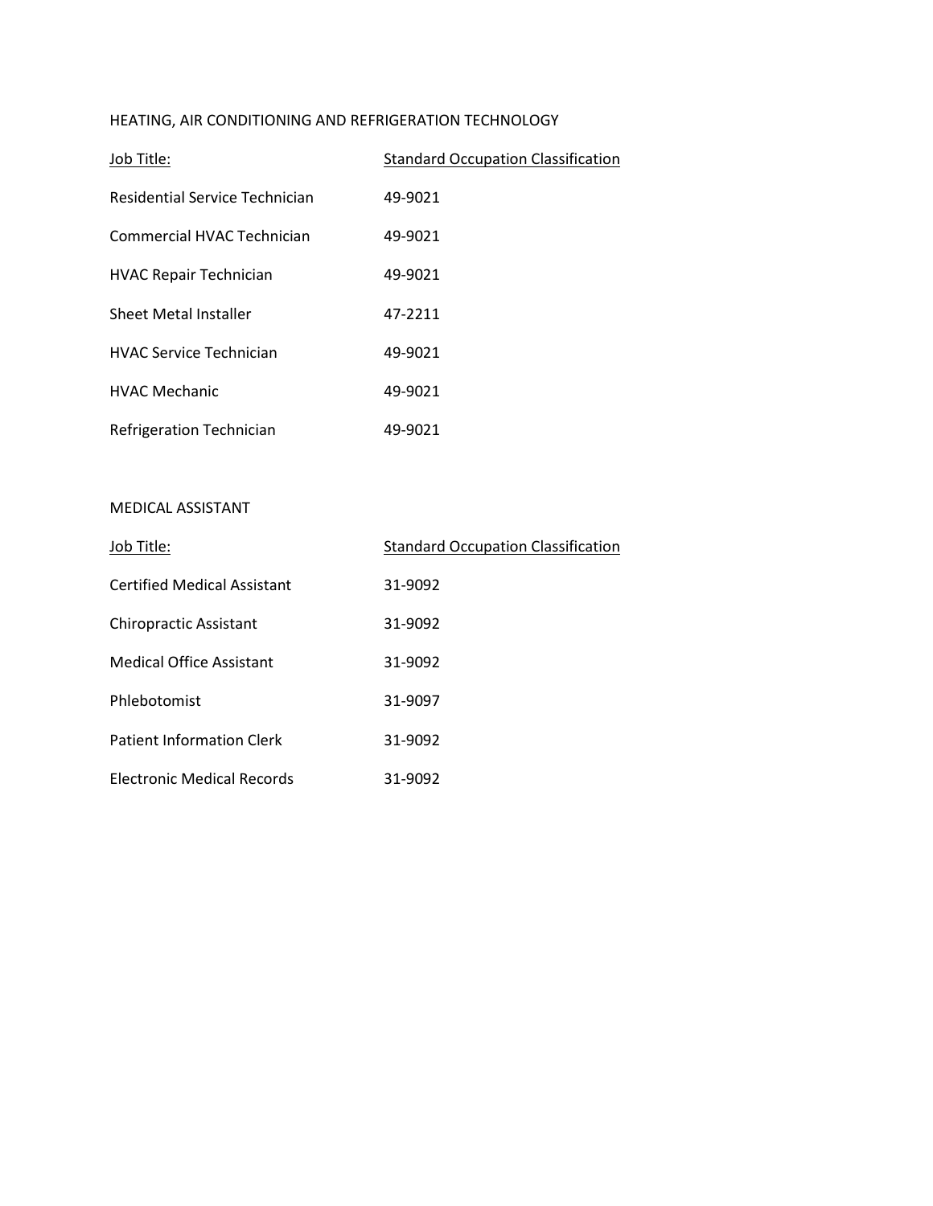## HEATING, AIR CONDITIONING AND REFRIGERATION TECHNOLOGY

| Job Title: | Standard Occupation Classification |
| --- | --- |
| Residential Service Technician | 49-9021 |
| Commercial HVAC Technician | 49-9021 |
| HVAC Repair Technician | 49-9021 |
| Sheet Metal Installer | 47-2211 |
| HVAC Service Technician | 49-9021 |
| HVAC Mechanic | 49-9021 |
| Refrigeration Technician | 49-9021 |

## MEDICAL ASSISTANT

| Job Title: | Standard Occupation Classification |
| --- | --- |
| Certified Medical Assistant | 31-9092 |
| Chiropractic Assistant | 31-9092 |
| Medical Office Assistant | 31-9092 |
| Phlebotomist | 31-9097 |
| Patient Information Clerk | 31-9092 |
| Electronic Medical Records | 31-9092 |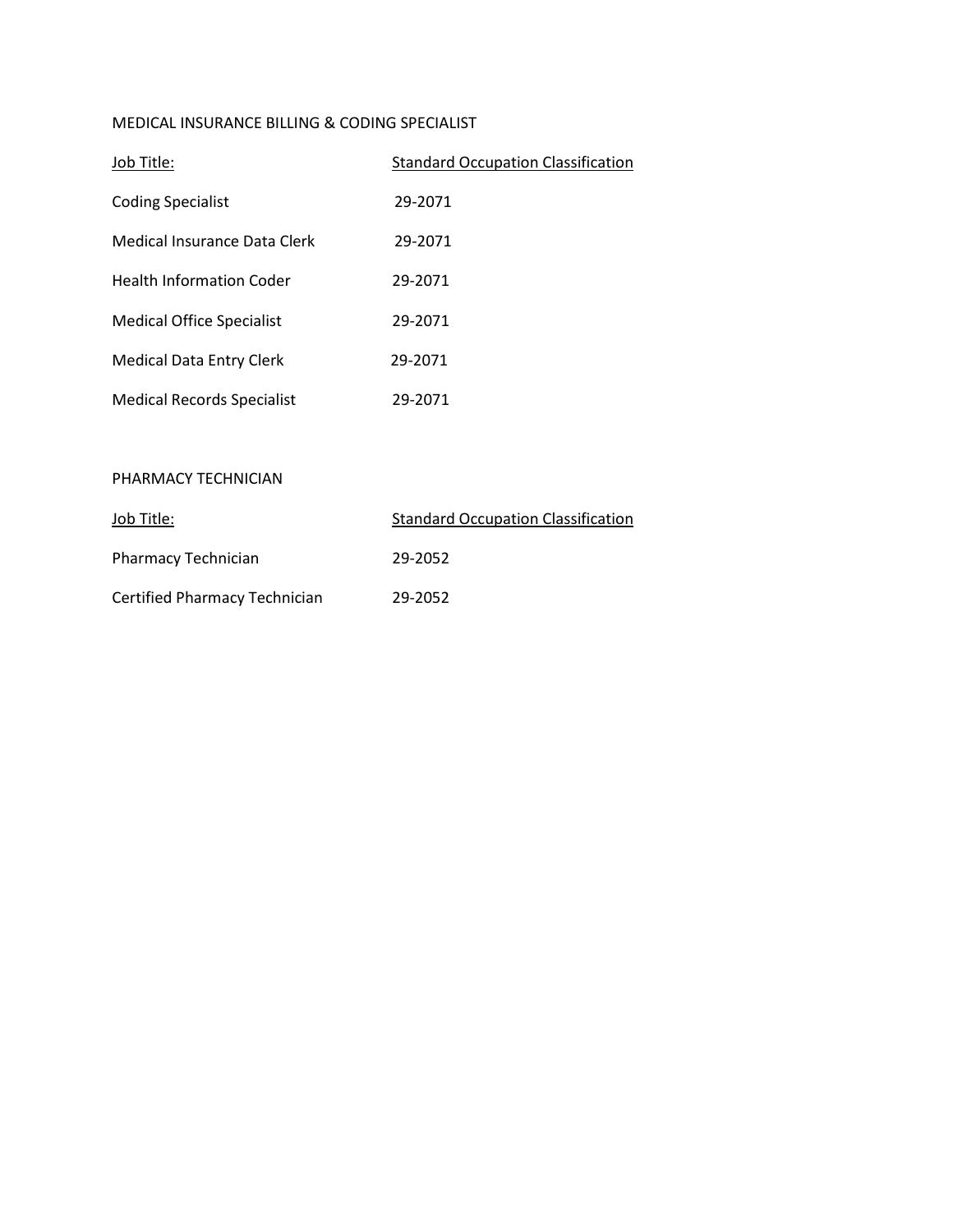MEDICAL INSURANCE BILLING & CODING SPECIALIST

| Job Title: | Standard Occupation Classification |
|---|---|
| Coding Specialist | 29-2071 |
| Medical Insurance Data Clerk | 29-2071 |
| Health Information Coder | 29-2071 |
| Medical Office Specialist | 29-2071 |
| Medical Data Entry Clerk | 29-2071 |
| Medical Records Specialist | 29-2071 |

PHARMACY TECHNICIAN

| Job Title: | Standard Occupation Classification |
|---|---|
| Pharmacy Technician | 29-2052 |
| Certified Pharmacy Technician | 29-2052 |